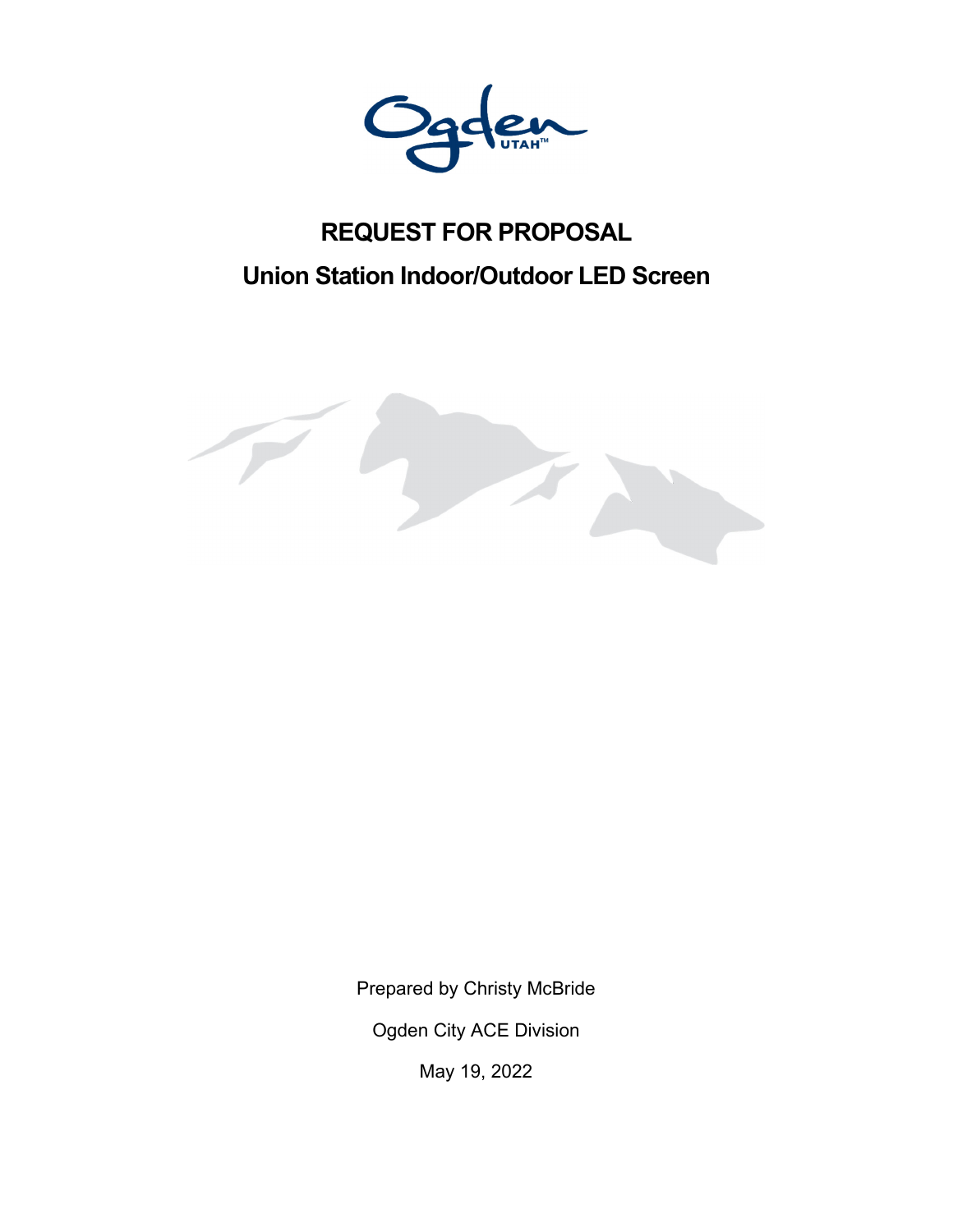Ogden UTAH™

# REQUEST FOR PROPOSAL

## Union Station Indoor/Outdoor LED Screen

Prepared by Christy McBride

Ogden City ACE Division

May 19, 2022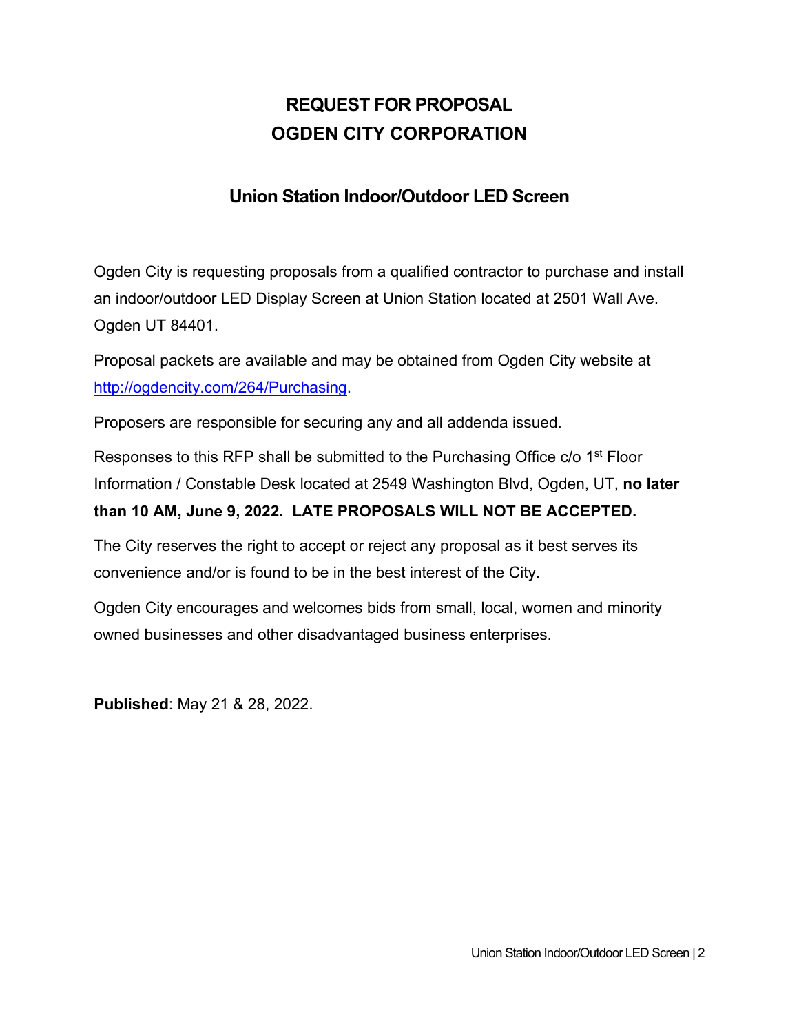# REQUEST FOR PROPOSAL
# OGDEN CITY CORPORATION

## Union Station Indoor/Outdoor LED Screen

Ogden City is requesting proposals from a qualified contractor to purchase and install an indoor/outdoor LED Display Screen at Union Station located at 2501 Wall Ave. Ogden UT 84401.

Proposal packets are available and may be obtained from Ogden City website at http://ogdencity.com/264/Purchasing.

Proposers are responsible for securing any and all addenda issued.

Responses to this RFP shall be submitted to the Purchasing Office c/o 1st Floor Information / Constable Desk located at 2549 Washington Blvd, Ogden, UT, **no later than 10 AM, June 9, 2022. LATE PROPOSALS WILL NOT BE ACCEPTED.**

The City reserves the right to accept or reject any proposal as it best serves its convenience and/or is found to be in the best interest of the City.

Ogden City encourages and welcomes bids from small, local, women and minority owned businesses and other disadvantaged business enterprises.

**Published**: May 21 & 28, 2022.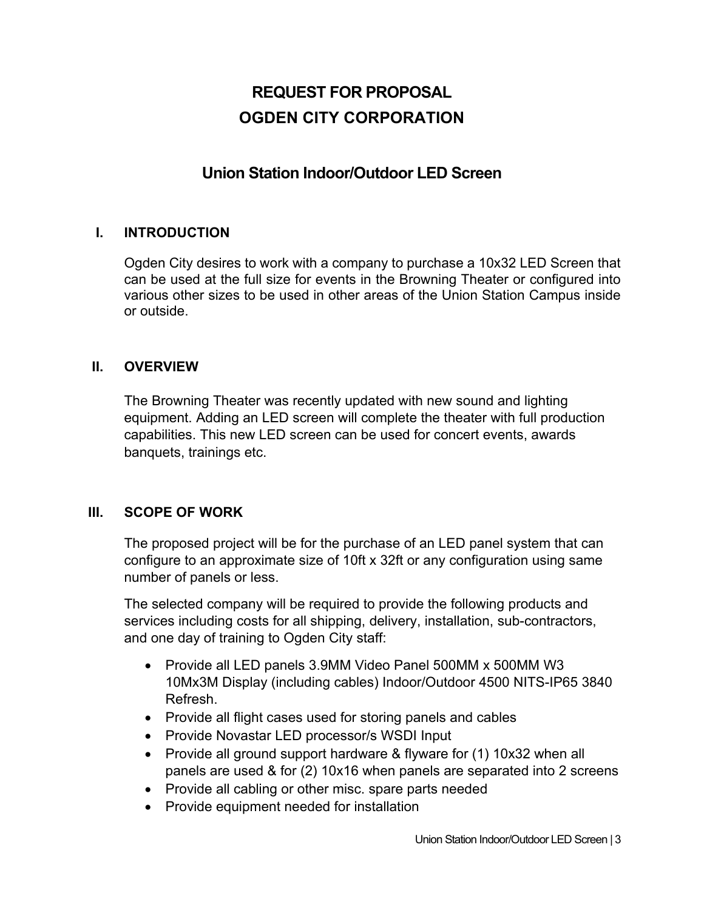# REQUEST FOR PROPOSAL
# OGDEN CITY CORPORATION

## Union Station Indoor/Outdoor LED Screen

### I. INTRODUCTION

Ogden City desires to work with a company to purchase a 10x32 LED Screen that can be used at the full size for events in the Browning Theater or configured into various other sizes to be used in other areas of the Union Station Campus inside or outside.

### II. OVERVIEW

The Browning Theater was recently updated with new sound and lighting equipment. Adding an LED screen will complete the theater with full production capabilities. This new LED screen can be used for concert events, awards banquets, trainings etc.

### III. SCOPE OF WORK

The proposed project will be for the purchase of an LED panel system that can configure to an approximate size of 10ft x 32ft or any configuration using same number of panels or less.

The selected company will be required to provide the following products and services including costs for all shipping, delivery, installation, sub-contractors, and one day of training to Ogden City staff:

- Provide all LED panels 3.9MM Video Panel 500MM x 500MM W3 10Mx3M Display (including cables) Indoor/Outdoor 4500 NITS-IP65 3840 Refresh.
- Provide all flight cases used for storing panels and cables
- Provide Novastar LED processor/s WSDI Input
- Provide all ground support hardware & flyware for (1) 10x32 when all panels are used & for (2) 10x16 when panels are separated into 2 screens
- Provide all cabling or other misc. spare parts needed
- Provide equipment needed for installation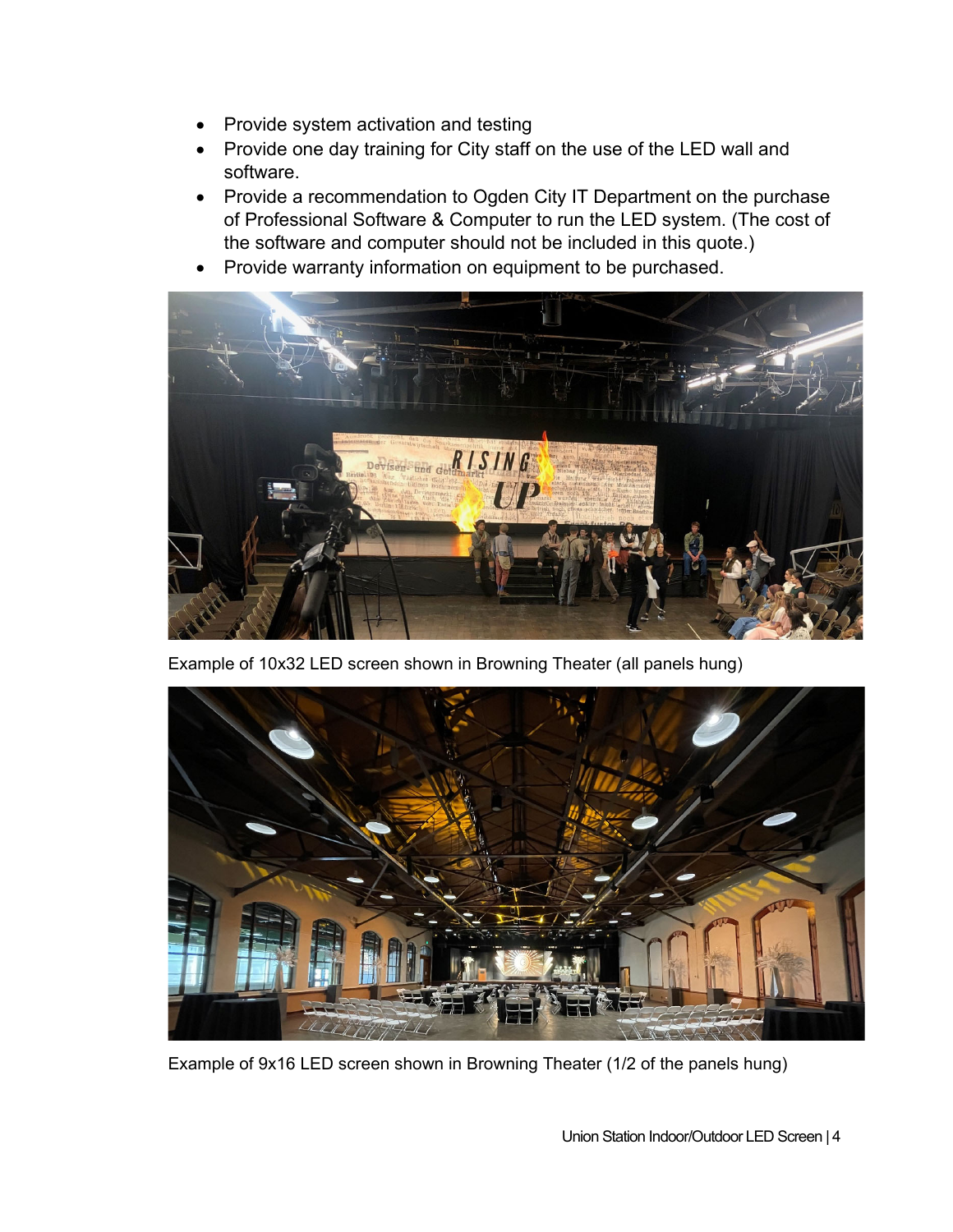- Provide system activation and testing
- Provide one day training for City staff on the use of the LED wall and software.
- Provide a recommendation to Ogden City IT Department on the purchase of Professional Software & Computer to run the LED system. (The cost of the software and computer should not be included in this quote.)
- Provide warranty information on equipment to be purchased.

Example of 10x32 LED screen shown in Browning Theater (all panels hung)

Example of 9x16 LED screen shown in Browning Theater (1/2 of the panels hung)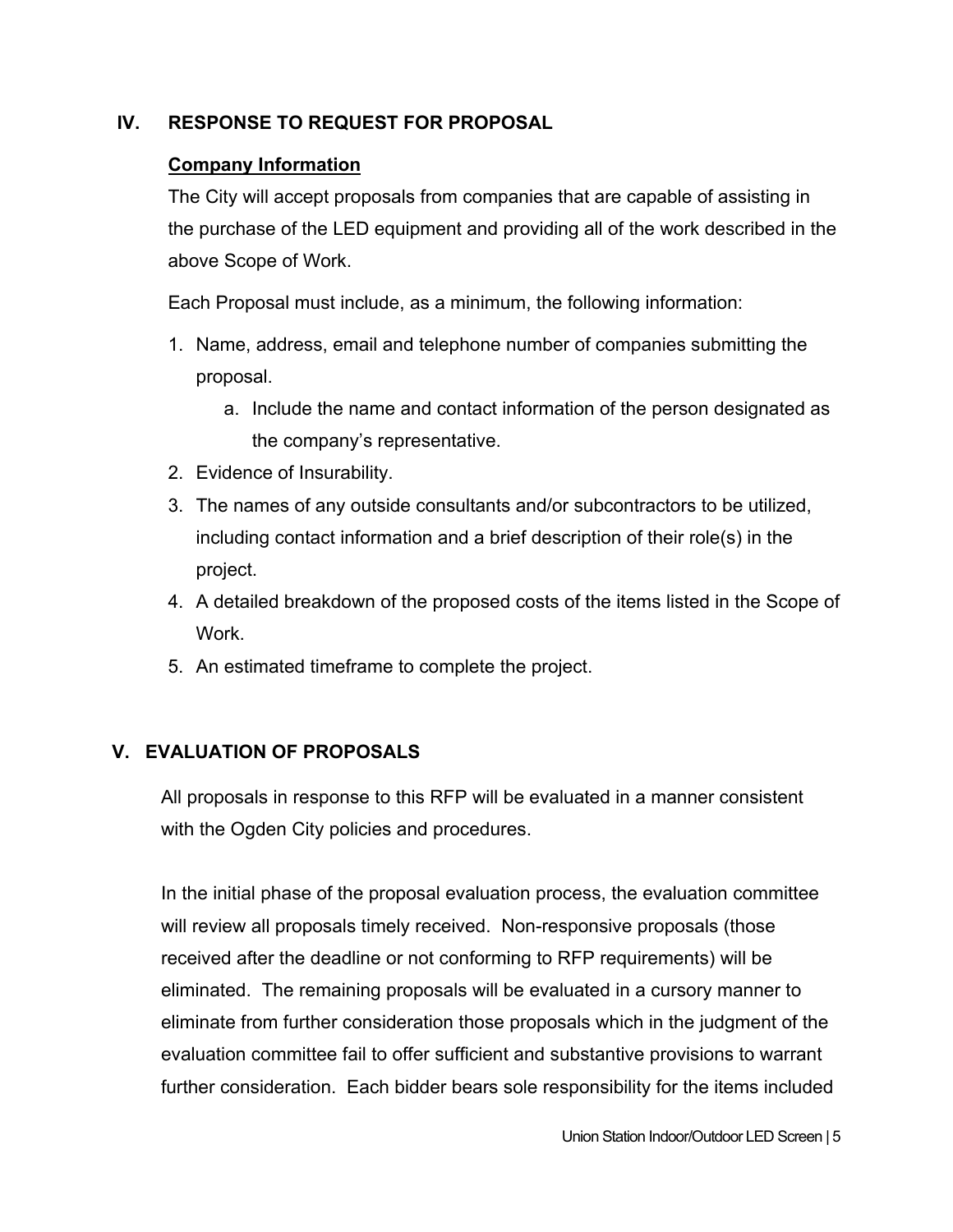## IV. RESPONSE TO REQUEST FOR PROPOSAL

### Company Information

The City will accept proposals from companies that are capable of assisting in the purchase of the LED equipment and providing all of the work described in the above Scope of Work.

Each Proposal must include, as a minimum, the following information:

1. Name, address, email and telephone number of companies submitting the proposal.
    a. Include the name and contact information of the person designated as the company's representative.
2. Evidence of Insurability.
3. The names of any outside consultants and/or subcontractors to be utilized, including contact information and a brief description of their role(s) in the project.
4. A detailed breakdown of the proposed costs of the items listed in the Scope of Work.
5. An estimated timeframe to complete the project.

## V. EVALUATION OF PROPOSALS

All proposals in response to this RFP will be evaluated in a manner consistent with the Ogden City policies and procedures.

In the initial phase of the proposal evaluation process, the evaluation committee will review all proposals timely received. Non-responsive proposals (those received after the deadline or not conforming to RFP requirements) will be eliminated. The remaining proposals will be evaluated in a cursory manner to eliminate from further consideration those proposals which in the judgment of the evaluation committee fail to offer sufficient and substantive provisions to warrant further consideration. Each bidder bears sole responsibility for the items included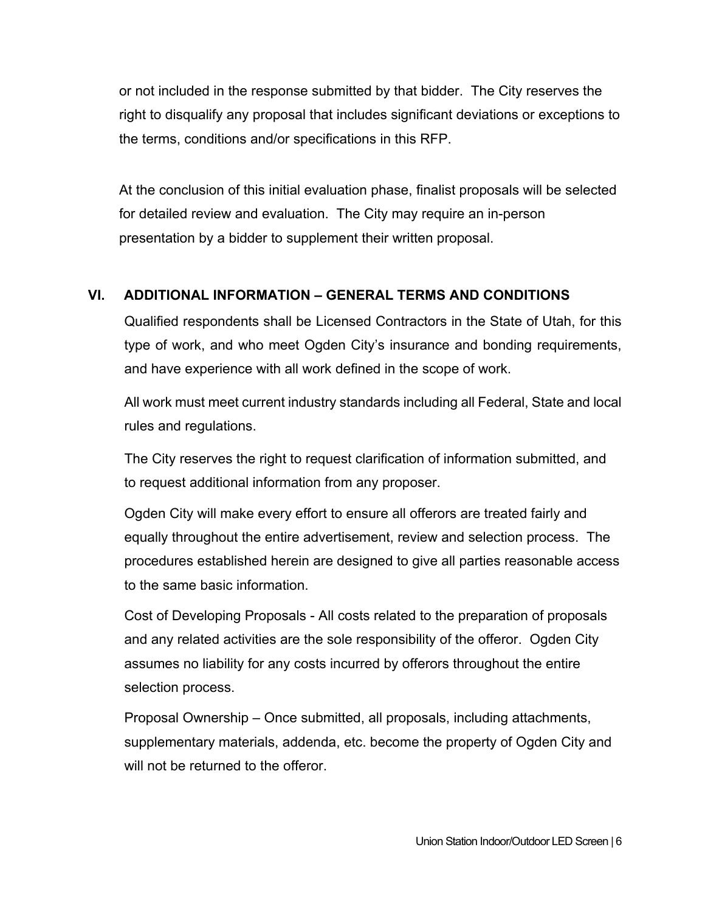or not included in the response submitted by that bidder. The City reserves the right to disqualify any proposal that includes significant deviations or exceptions to the terms, conditions and/or specifications in this RFP.

At the conclusion of this initial evaluation phase, finalist proposals will be selected for detailed review and evaluation. The City may require an in-person presentation by a bidder to supplement their written proposal.

## VI. ADDITIONAL INFORMATION – GENERAL TERMS AND CONDITIONS

Qualified respondents shall be Licensed Contractors in the State of Utah, for this type of work, and who meet Ogden City's insurance and bonding requirements, and have experience with all work defined in the scope of work.

All work must meet current industry standards including all Federal, State and local rules and regulations.

The City reserves the right to request clarification of information submitted, and to request additional information from any proposer.

Ogden City will make every effort to ensure all offerors are treated fairly and equally throughout the entire advertisement, review and selection process. The procedures established herein are designed to give all parties reasonable access to the same basic information.

Cost of Developing Proposals - All costs related to the preparation of proposals and any related activities are the sole responsibility of the offeror. Ogden City assumes no liability for any costs incurred by offerors throughout the entire selection process.

Proposal Ownership – Once submitted, all proposals, including attachments, supplementary materials, addenda, etc. become the property of Ogden City and will not be returned to the offeror.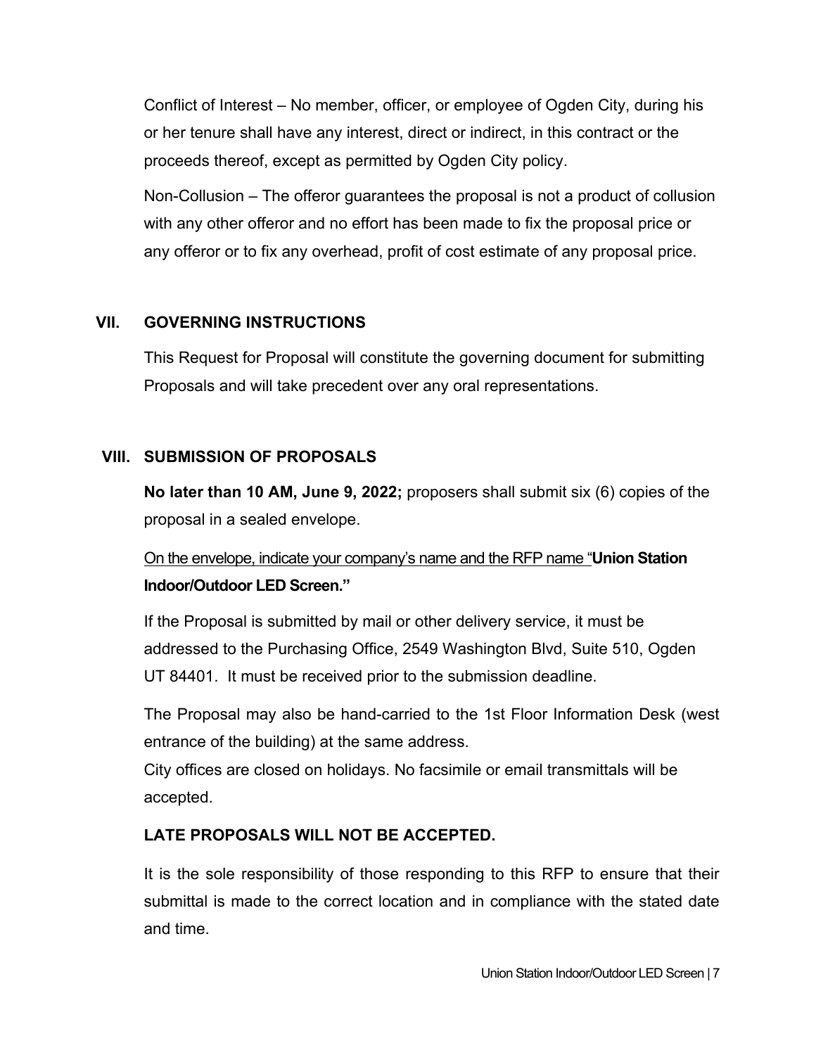Conflict of Interest – No member, officer, or employee of Ogden City, during his or her tenure shall have any interest, direct or indirect, in this contract or the proceeds thereof, except as permitted by Ogden City policy.

Non-Collusion – The offeror guarantees the proposal is not a product of collusion with any other offeror and no effort has been made to fix the proposal price or any offeror or to fix any overhead, profit of cost estimate of any proposal price.

## VII. GOVERNING INSTRUCTIONS

This Request for Proposal will constitute the governing document for submitting Proposals and will take precedent over any oral representations.

## VIII. SUBMISSION OF PROPOSALS

**No later than 10 AM, June 9, 2022;** proposers shall submit six (6) copies of the proposal in a sealed envelope.

On the envelope, indicate your company's name and the RFP name "**Union Station Indoor/Outdoor LED Screen.**"

If the Proposal is submitted by mail or other delivery service, it must be addressed to the Purchasing Office, 2549 Washington Blvd, Suite 510, Ogden UT 84401. It must be received prior to the submission deadline.

The Proposal may also be hand-carried to the 1st Floor Information Desk (west entrance of the building) at the same address.

City offices are closed on holidays. No facsimile or email transmittals will be accepted.

**LATE PROPOSALS WILL NOT BE ACCEPTED.**

It is the sole responsibility of those responding to this RFP to ensure that their submittal is made to the correct location and in compliance with the stated date and time.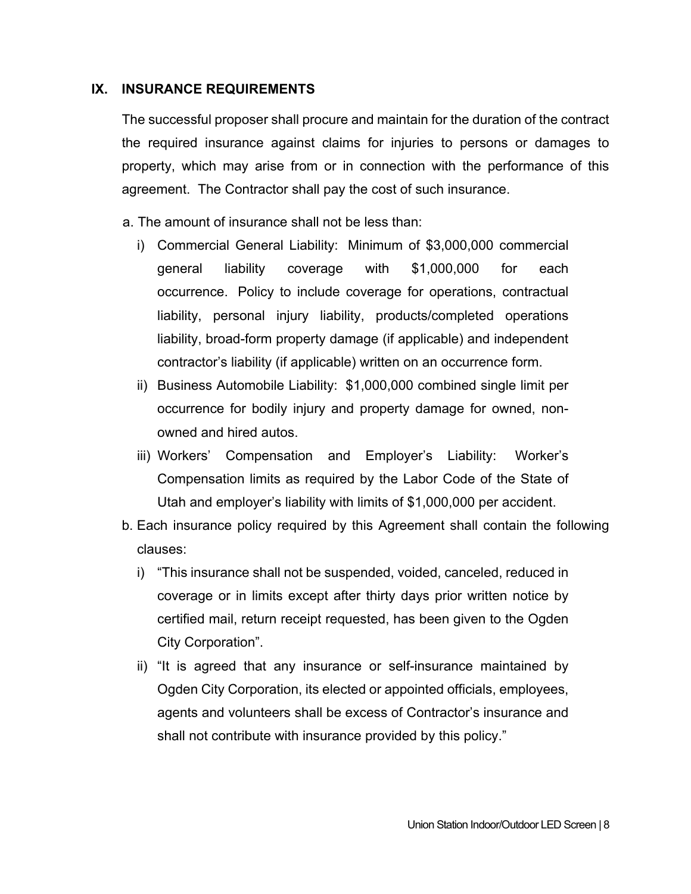## IX. INSURANCE REQUIREMENTS

The successful proposer shall procure and maintain for the duration of the contract the required insurance against claims for injuries to persons or damages to property, which may arise from or in connection with the performance of this agreement. The Contractor shall pay the cost of such insurance.

a. The amount of insurance shall not be less than:

   i) Commercial General Liability: Minimum of $3,000,000 commercial general liability coverage with $1,000,000 for each occurrence. Policy to include coverage for operations, contractual liability, personal injury liability, products/completed operations liability, broad-form property damage (if applicable) and independent contractor's liability (if applicable) written on an occurrence form.

   ii) Business Automobile Liability: $1,000,000 combined single limit per occurrence for bodily injury and property damage for owned, non-owned and hired autos.

   iii) Workers' Compensation and Employer's Liability: Worker's Compensation limits as required by the Labor Code of the State of Utah and employer's liability with limits of $1,000,000 per accident.

b. Each insurance policy required by this Agreement shall contain the following clauses:

   i) "This insurance shall not be suspended, voided, canceled, reduced in coverage or in limits except after thirty days prior written notice by certified mail, return receipt requested, has been given to the Ogden City Corporation".

   ii) "It is agreed that any insurance or self-insurance maintained by Ogden City Corporation, its elected or appointed officials, employees, agents and volunteers shall be excess of Contractor's insurance and shall not contribute with insurance provided by this policy."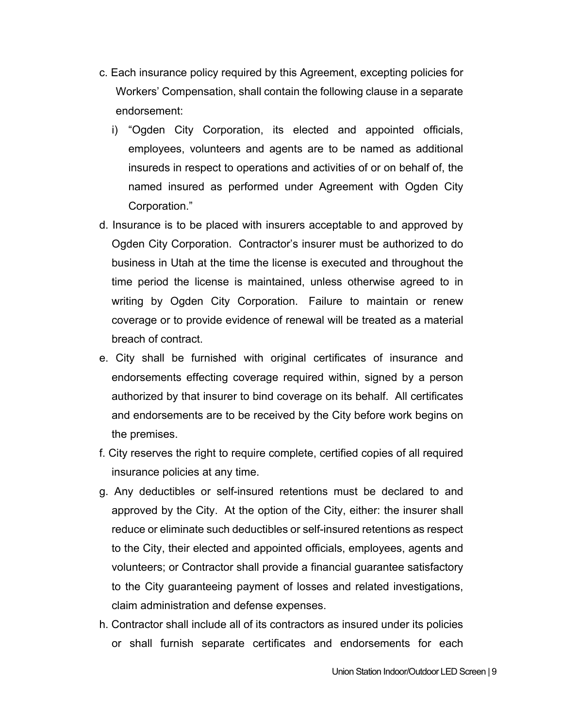c. Each insurance policy required by this Agreement, excepting policies for Workers' Compensation, shall contain the following clause in a separate endorsement:

   i) "Ogden City Corporation, its elected and appointed officials, employees, volunteers and agents are to be named as additional insureds in respect to operations and activities of or on behalf of, the named insured as performed under Agreement with Ogden City Corporation."

d. Insurance is to be placed with insurers acceptable to and approved by Ogden City Corporation. Contractor's insurer must be authorized to do business in Utah at the time the license is executed and throughout the time period the license is maintained, unless otherwise agreed to in writing by Ogden City Corporation. Failure to maintain or renew coverage or to provide evidence of renewal will be treated as a material breach of contract.

e. City shall be furnished with original certificates of insurance and endorsements effecting coverage required within, signed by a person authorized by that insurer to bind coverage on its behalf. All certificates and endorsements are to be received by the City before work begins on the premises.

f. City reserves the right to require complete, certified copies of all required insurance policies at any time.

g. Any deductibles or self-insured retentions must be declared to and approved by the City. At the option of the City, either: the insurer shall reduce or eliminate such deductibles or self-insured retentions as respect to the City, their elected and appointed officials, employees, agents and volunteers; or Contractor shall provide a financial guarantee satisfactory to the City guaranteeing payment of losses and related investigations, claim administration and defense expenses.

h. Contractor shall include all of its contractors as insured under its policies or shall furnish separate certificates and endorsements for each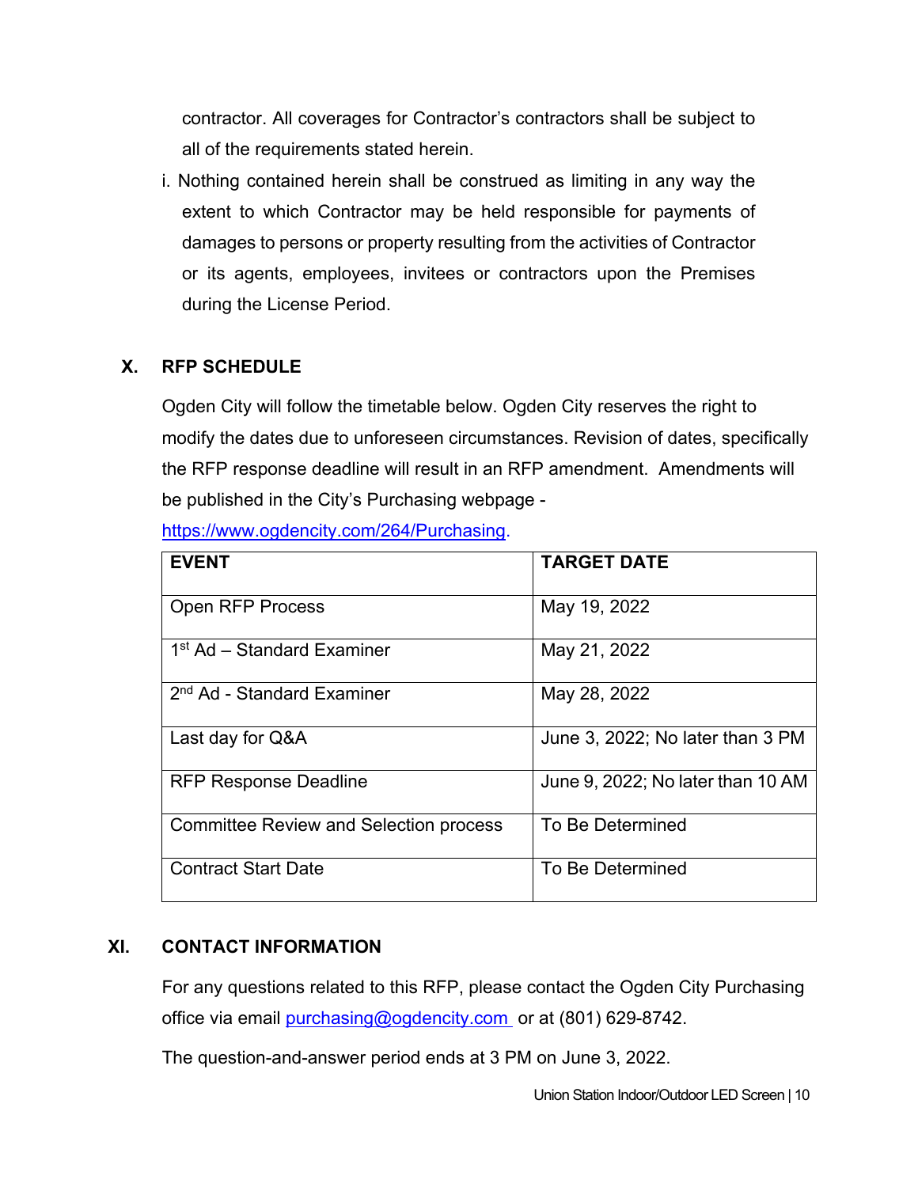contractor. All coverages for Contractor's contractors shall be subject to all of the requirements stated herein.

i. Nothing contained herein shall be construed as limiting in any way the extent to which Contractor may be held responsible for payments of damages to persons or property resulting from the activities of Contractor or its agents, employees, invitees or contractors upon the Premises during the License Period.

## X. RFP SCHEDULE

Ogden City will follow the timetable below. Ogden City reserves the right to modify the dates due to unforeseen circumstances. Revision of dates, specifically the RFP response deadline will result in an RFP amendment. Amendments will be published in the City's Purchasing webpage - https://www.ogdencity.com/264/Purchasing.

| EVENT | TARGET DATE |
|---|---|
| Open RFP Process | May 19, 2022 |
| 1st Ad – Standard Examiner | May 21, 2022 |
| 2nd Ad - Standard Examiner | May 28, 2022 |
| Last day for Q&A | June 3, 2022; No later than 3 PM |
| RFP Response Deadline | June 9, 2022; No later than 10 AM |
| Committee Review and Selection process | To Be Determined |
| Contract Start Date | To Be Determined |

## XI. CONTACT INFORMATION

For any questions related to this RFP, please contact the Ogden City Purchasing office via email purchasing@ogdencity.com or at (801) 629-8742.

The question-and-answer period ends at 3 PM on June 3, 2022.